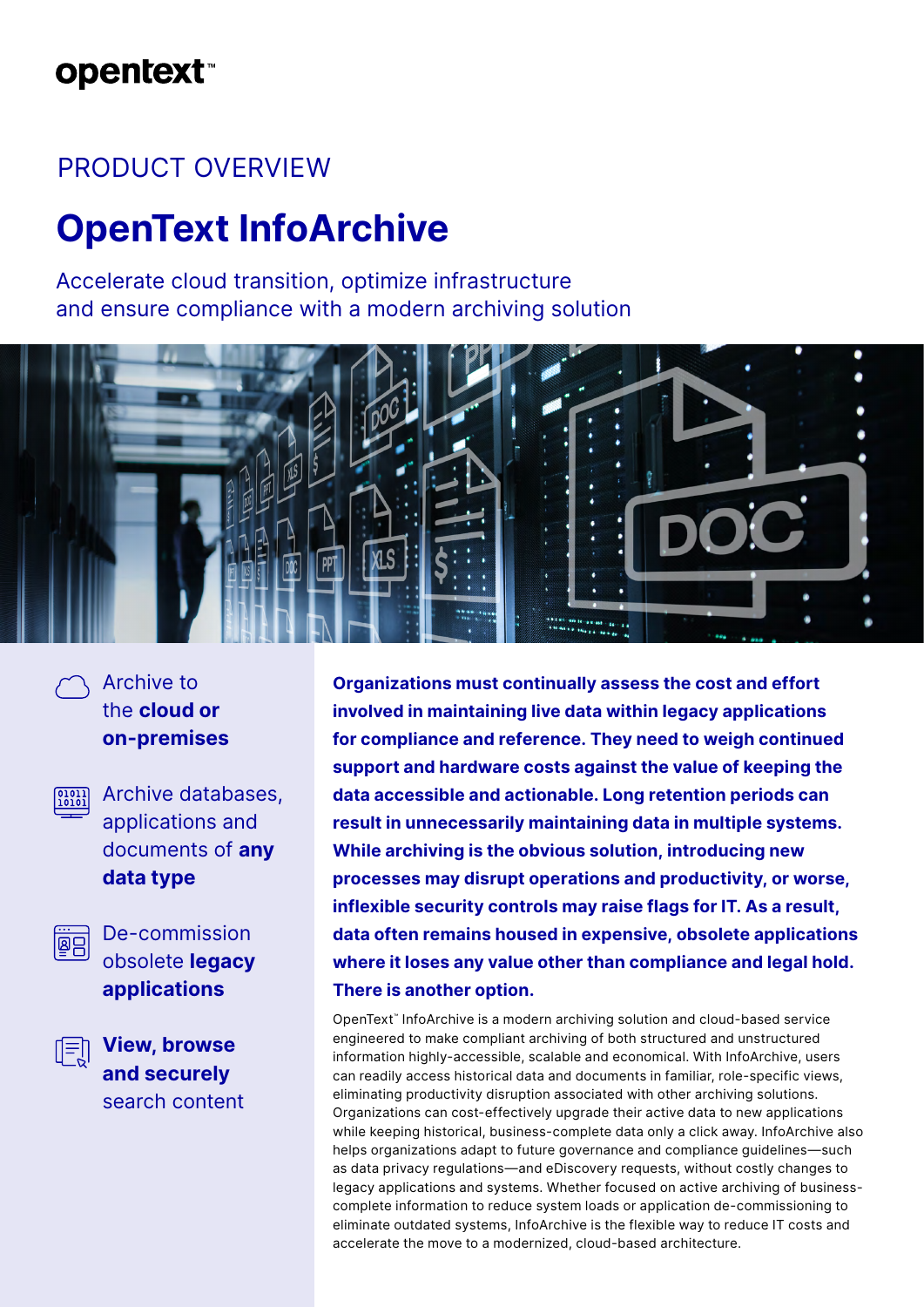opentext™

PRODUCT OVERVIEW

# OpenText InfoArchive

Accelerate cloud transition, optimize infrastructure and ensure compliance with a modern archiving solution

- Archive to the **cloud or on-premises**
- Archive databases, applications and documents of **any data type**
- De-commission obsolete **legacy applications**
- **View, browse and securely** search content

**Organizations must continually assess the cost and effort involved in maintaining live data within legacy applications for compliance and reference. They need to weigh continued support and hardware costs against the value of keeping the data accessible and actionable. Long retention periods can result in unnecessarily maintaining data in multiple systems. While archiving is the obvious solution, introducing new processes may disrupt operations and productivity, or worse, inflexible security controls may raise flags for IT. As a result, data often remains housed in expensive, obsolete applications where it loses any value other than compliance and legal hold. There is another option.**

OpenText™ InfoArchive is a modern archiving solution and cloud-based service engineered to make compliant archiving of both structured and unstructured information highly-accessible, scalable and economical. With InfoArchive, users can readily access historical data and documents in familiar, role-specific views, eliminating productivity disruption associated with other archiving solutions. Organizations can cost-effectively upgrade their active data to new applications while keeping historical, business-complete data only a click away. InfoArchive also helps organizations adapt to future governance and compliance guidelines—such as data privacy regulations—and eDiscovery requests, without costly changes to legacy applications and systems. Whether focused on active archiving of business-complete information to reduce system loads or application de-commissioning to eliminate outdated systems, InfoArchive is the flexible way to reduce IT costs and accelerate the move to a modernized, cloud-based architecture.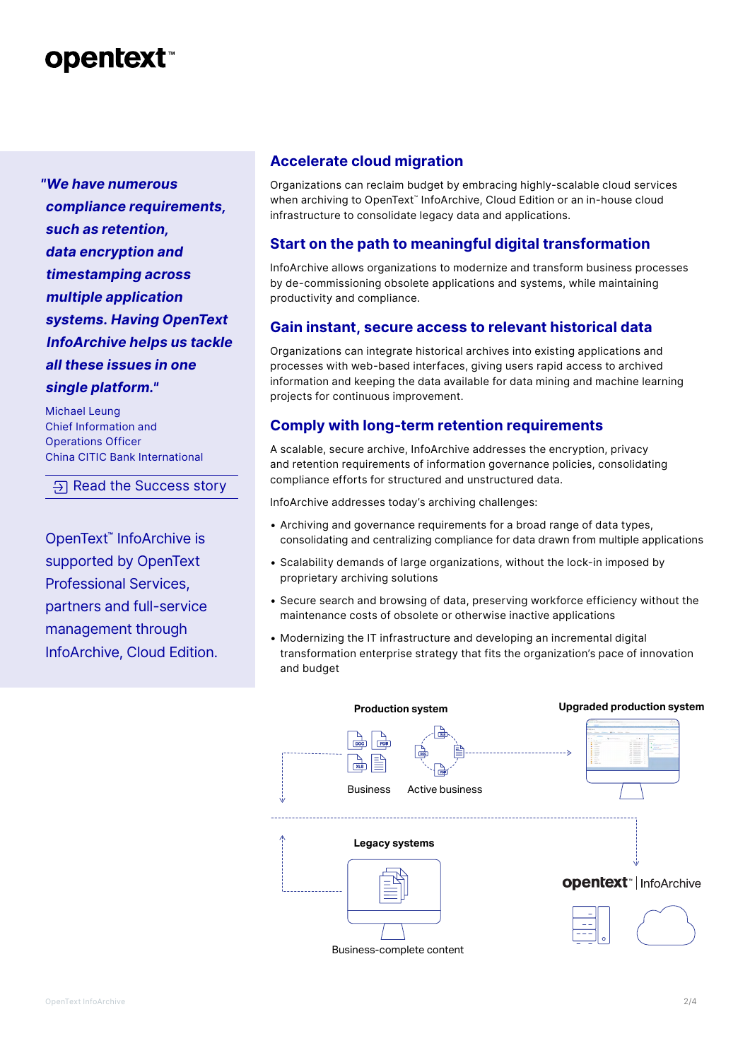> *"We have numerous compliance requirements, such as retention, data encryption and timestamping across multiple application systems. Having OpenText InfoArchive helps us tackle all these issues in one single platform."*

Michael Leung
Chief Information and Operations Officer
China CITIC Bank International

Read the Success story

OpenText™ InfoArchive is supported by OpenText Professional Services, partners and full-service management through InfoArchive, Cloud Edition.

## Accelerate cloud migration

Organizations can reclaim budget by embracing highly-scalable cloud services when archiving to OpenText™ InfoArchive, Cloud Edition or an in-house cloud infrastructure to consolidate legacy data and applications.

## Start on the path to meaningful digital transformation

InfoArchive allows organizations to modernize and transform business processes by de-commissioning obsolete applications and systems, while maintaining productivity and compliance.

## Gain instant, secure access to relevant historical data

Organizations can integrate historical archives into existing applications and processes with web-based interfaces, giving users rapid access to archived information and keeping the data available for data mining and machine learning projects for continuous improvement.

## Comply with long-term retention requirements

A scalable, secure archive, InfoArchive addresses the encryption, privacy and retention requirements of information governance policies, consolidating compliance efforts for structured and unstructured data.

InfoArchive addresses today's archiving challenges:

- Archiving and governance requirements for a broad range of data types, consolidating and centralizing compliance for data drawn from multiple applications
- Scalability demands of large organizations, without the lock-in imposed by proprietary archiving solutions
- Secure search and browsing of data, preserving workforce efficiency without the maintenance costs of obsolete or otherwise inactive applications
- Modernizing the IT infrastructure and developing an incremental digital transformation enterprise strategy that fits the organization's pace of innovation and budget

Production system

Business

Active business

Upgraded production system

Legacy systems

Business-complete content

opentext™ | InfoArchive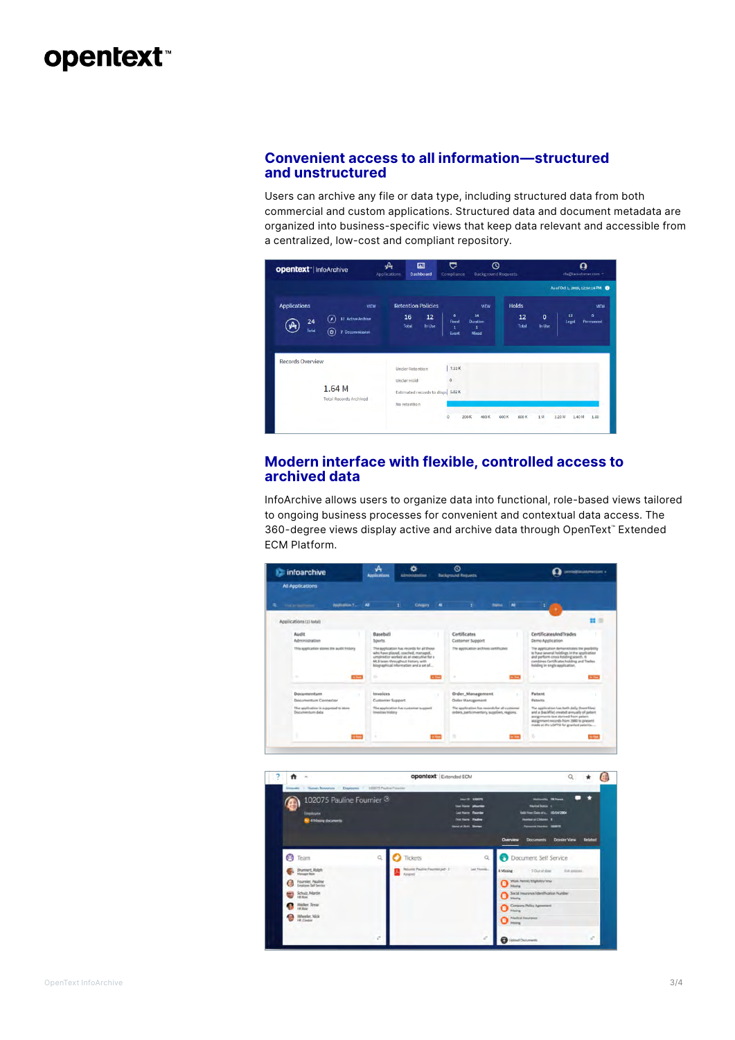## Convenient access to all information—structured and unstructured

Users can archive any file or data type, including structured data from both commercial and custom applications. Structured data and document metadata are organized into business-specific views that keep data relevant and accessible from a centralized, low-cost and compliant repository.

## Modern interface with flexible, controlled access to archived data

InfoArchive allows users to organize data into functional, role-based views tailored to ongoing business processes for convenient and contextual data access. The 360-degree views display active and archive data through OpenText™ Extended ECM Platform.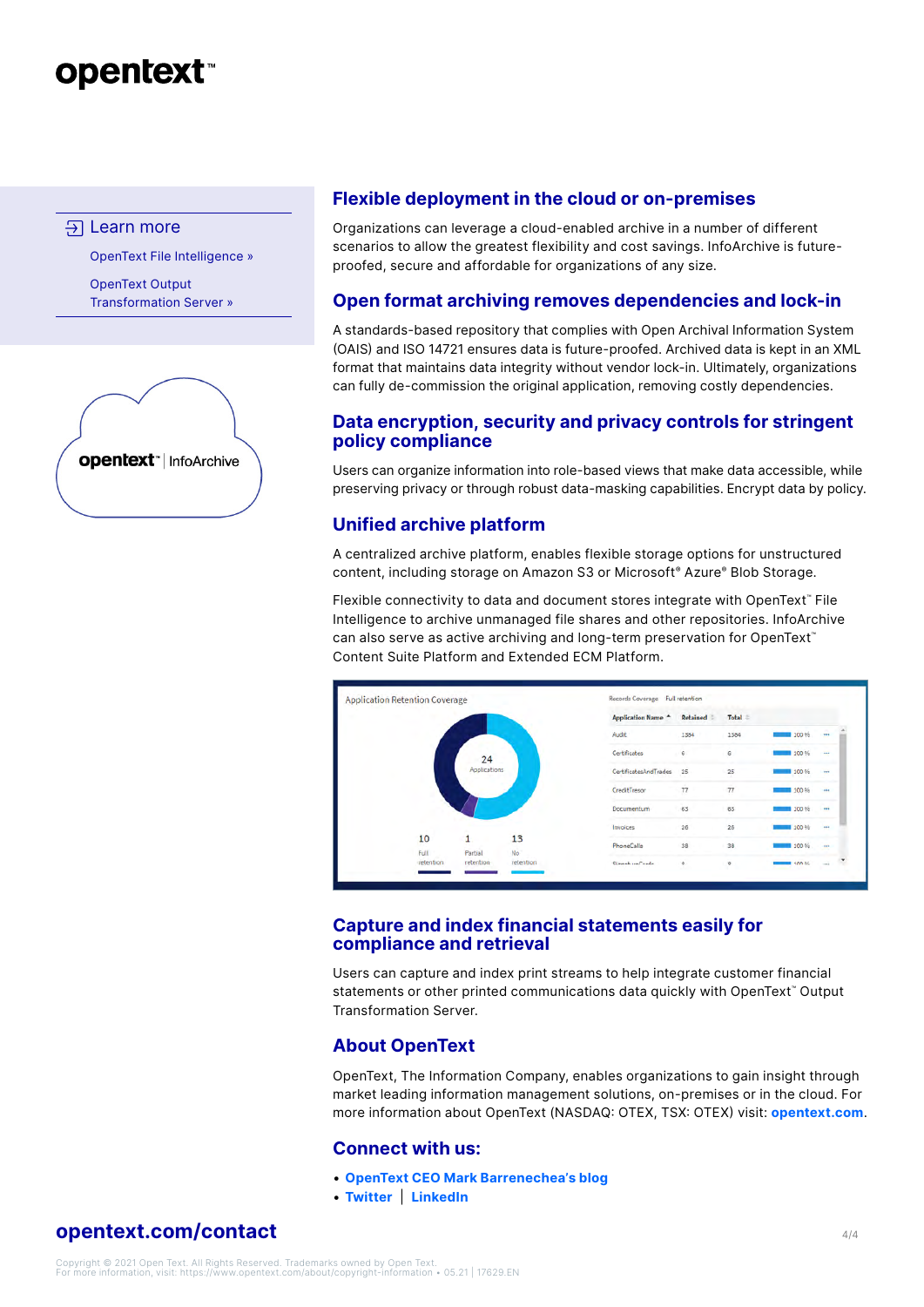**opentext**™

## Learn more

OpenText File Intelligence »

OpenText Output Transformation Server »

**opentext**™ | InfoArchive

## Flexible deployment in the cloud or on-premises

Organizations can leverage a cloud-enabled archive in a number of different scenarios to allow the greatest flexibility and cost savings. InfoArchive is future-proofed, secure and affordable for organizations of any size.

## Open format archiving removes dependencies and lock-in

A standards-based repository that complies with Open Archival Information System (OAIS) and ISO 14721 ensures data is future-proofed. Archived data is kept in an XML format that maintains data integrity without vendor lock-in. Ultimately, organizations can fully de-commission the original application, removing costly dependencies.

## Data encryption, security and privacy controls for stringent policy compliance

Users can organize information into role-based views that make data accessible, while preserving privacy or through robust data-masking capabilities. Encrypt data by policy.

## Unified archive platform

A centralized archive platform, enables flexible storage options for unstructured content, including storage on Amazon S3 or Microsoft® Azure® Blob Storage.

Flexible connectivity to data and document stores integrate with OpenText™ File Intelligence to archive unmanaged file shares and other repositories. InfoArchive can also serve as active archiving and long-term preservation for OpenText™ Content Suite Platform and Extended ECM Platform.

Application Retention Coverage

24 Applications

10 Full retention

1 Partial retention

13 No retention

Records Coverage Full retention

| Application Name | Retained | Total | |
|---|---|---|---|
| Audit | 1384 | 1384 | 100 % |
| Certificates | 6 | 6 | 100 % |
| CertificatesAndTrades | 25 | 25 | 100 % |
| CreditTresor | 77 | 77 | 100 % |
| Documentum | 63 | 63 | 100 % |
| Invoices | 26 | 26 | 100 % |
| PhoneCalls | 38 | 38 | 100 % |

## Capture and index financial statements easily for compliance and retrieval

Users can capture and index print streams to help integrate customer financial statements or other printed communications data quickly with OpenText™ Output Transformation Server.

## About OpenText

OpenText, The Information Company, enables organizations to gain insight through market leading information management solutions, on-premises or in the cloud. For more information about OpenText (NASDAQ: OTEX, TSX: OTEX) visit: **opentext.com**.

## Connect with us:

- **OpenText CEO Mark Barrenechea's blog**
- **Twitter** | **LinkedIn**

**opentext.com/contact**

Copyright © 2021 Open Text. All Rights Reserved. Trademarks owned by Open Text.
For more information, visit: https://www.opentext.com/about/copyright-information • 05.21 | 17629.EN